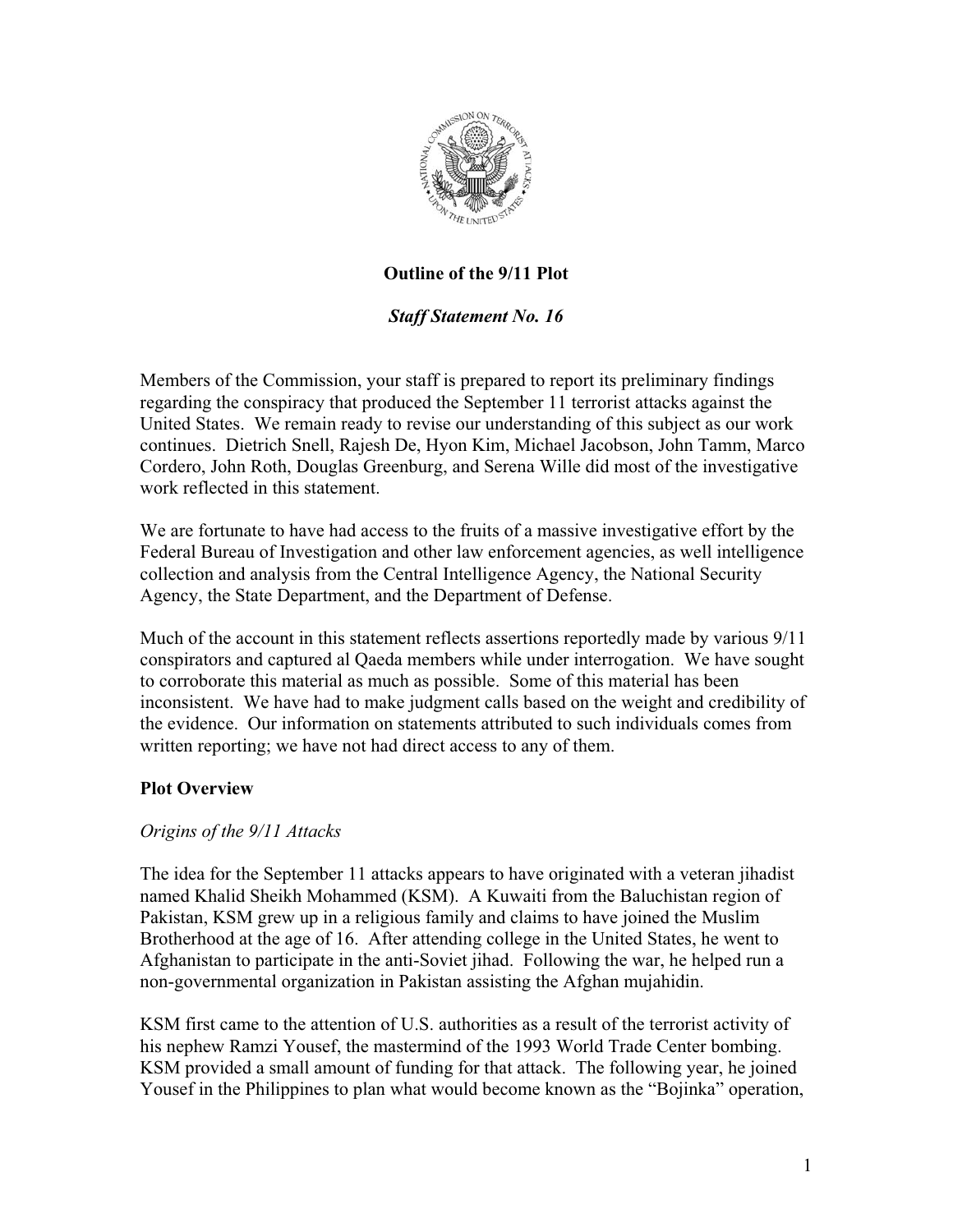**Outline of the 9/11 Plot**

***Staff Statement No. 16***

Members of the Commission, your staff is prepared to report its preliminary findings regarding the conspiracy that produced the September 11 terrorist attacks against the United States. We remain ready to revise our understanding of this subject as our work continues. Dietrich Snell, Rajesh De, Hyon Kim, Michael Jacobson, John Tamm, Marco Cordero, John Roth, Douglas Greenburg, and Serena Wille did most of the investigative work reflected in this statement.

We are fortunate to have had access to the fruits of a massive investigative effort by the Federal Bureau of Investigation and other law enforcement agencies, as well intelligence collection and analysis from the Central Intelligence Agency, the National Security Agency, the State Department, and the Department of Defense.

Much of the account in this statement reflects assertions reportedly made by various 9/11 conspirators and captured al Qaeda members while under interrogation. We have sought to corroborate this material as much as possible. Some of this material has been inconsistent. We have had to make judgment calls based on the weight and credibility of the evidence. Our information on statements attributed to such individuals comes from written reporting; we have not had direct access to any of them.

## Plot Overview

### *Origins of the 9/11 Attacks*

The idea for the September 11 attacks appears to have originated with a veteran jihadist named Khalid Sheikh Mohammed (KSM). A Kuwaiti from the Baluchistan region of Pakistan, KSM grew up in a religious family and claims to have joined the Muslim Brotherhood at the age of 16. After attending college in the United States, he went to Afghanistan to participate in the anti-Soviet jihad. Following the war, he helped run a non-governmental organization in Pakistan assisting the Afghan mujahidin.

KSM first came to the attention of U.S. authorities as a result of the terrorist activity of his nephew Ramzi Yousef, the mastermind of the 1993 World Trade Center bombing. KSM provided a small amount of funding for that attack. The following year, he joined Yousef in the Philippines to plan what would become known as the "Bojinka" operation,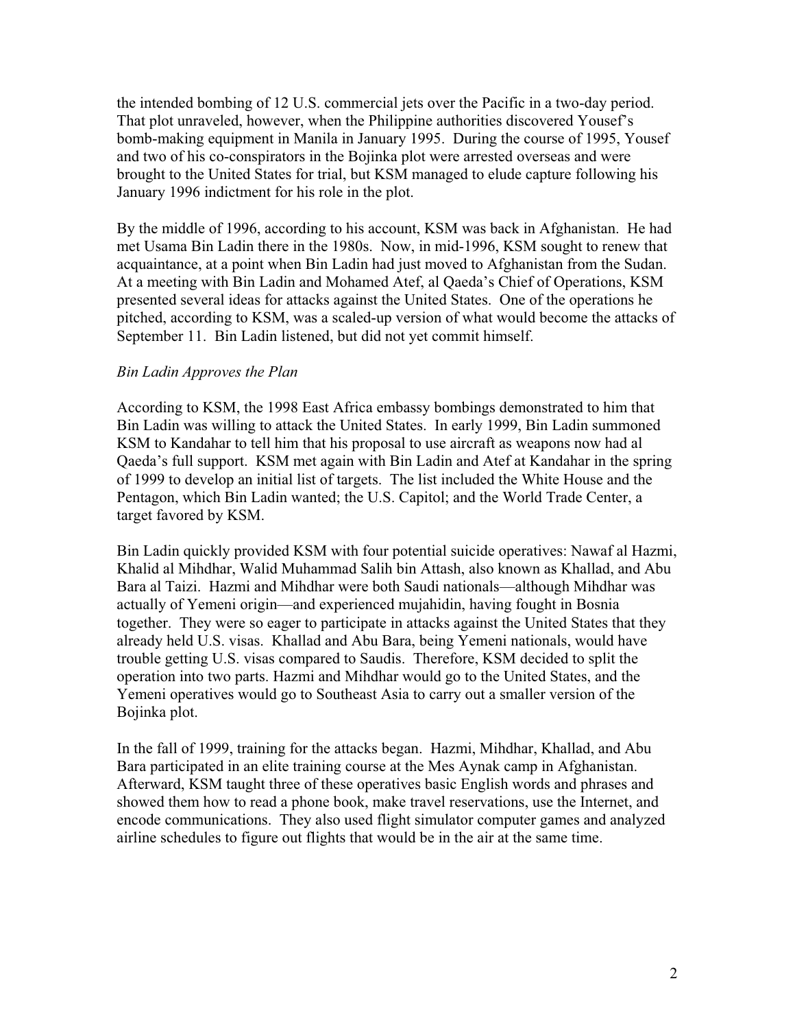the intended bombing of 12 U.S. commercial jets over the Pacific in a two-day period. That plot unraveled, however, when the Philippine authorities discovered Yousef's bomb-making equipment in Manila in January 1995. During the course of 1995, Yousef and two of his co-conspirators in the Bojinka plot were arrested overseas and were brought to the United States for trial, but KSM managed to elude capture following his January 1996 indictment for his role in the plot.

By the middle of 1996, according to his account, KSM was back in Afghanistan. He had met Usama Bin Ladin there in the 1980s. Now, in mid-1996, KSM sought to renew that acquaintance, at a point when Bin Ladin had just moved to Afghanistan from the Sudan. At a meeting with Bin Ladin and Mohamed Atef, al Qaeda's Chief of Operations, KSM presented several ideas for attacks against the United States. One of the operations he pitched, according to KSM, was a scaled-up version of what would become the attacks of September 11. Bin Ladin listened, but did not yet commit himself.

*Bin Ladin Approves the Plan*

According to KSM, the 1998 East Africa embassy bombings demonstrated to him that Bin Ladin was willing to attack the United States. In early 1999, Bin Ladin summoned KSM to Kandahar to tell him that his proposal to use aircraft as weapons now had al Qaeda's full support. KSM met again with Bin Ladin and Atef at Kandahar in the spring of 1999 to develop an initial list of targets. The list included the White House and the Pentagon, which Bin Ladin wanted; the U.S. Capitol; and the World Trade Center, a target favored by KSM.

Bin Ladin quickly provided KSM with four potential suicide operatives: Nawaf al Hazmi, Khalid al Mihdhar, Walid Muhammad Salih bin Attash, also known as Khallad, and Abu Bara al Taizi. Hazmi and Mihdhar were both Saudi nationals—although Mihdhar was actually of Yemeni origin—and experienced mujahidin, having fought in Bosnia together. They were so eager to participate in attacks against the United States that they already held U.S. visas. Khallad and Abu Bara, being Yemeni nationals, would have trouble getting U.S. visas compared to Saudis. Therefore, KSM decided to split the operation into two parts. Hazmi and Mihdhar would go to the United States, and the Yemeni operatives would go to Southeast Asia to carry out a smaller version of the Bojinka plot.

In the fall of 1999, training for the attacks began. Hazmi, Mihdhar, Khallad, and Abu Bara participated in an elite training course at the Mes Aynak camp in Afghanistan. Afterward, KSM taught three of these operatives basic English words and phrases and showed them how to read a phone book, make travel reservations, use the Internet, and encode communications. They also used flight simulator computer games and analyzed airline schedules to figure out flights that would be in the air at the same time.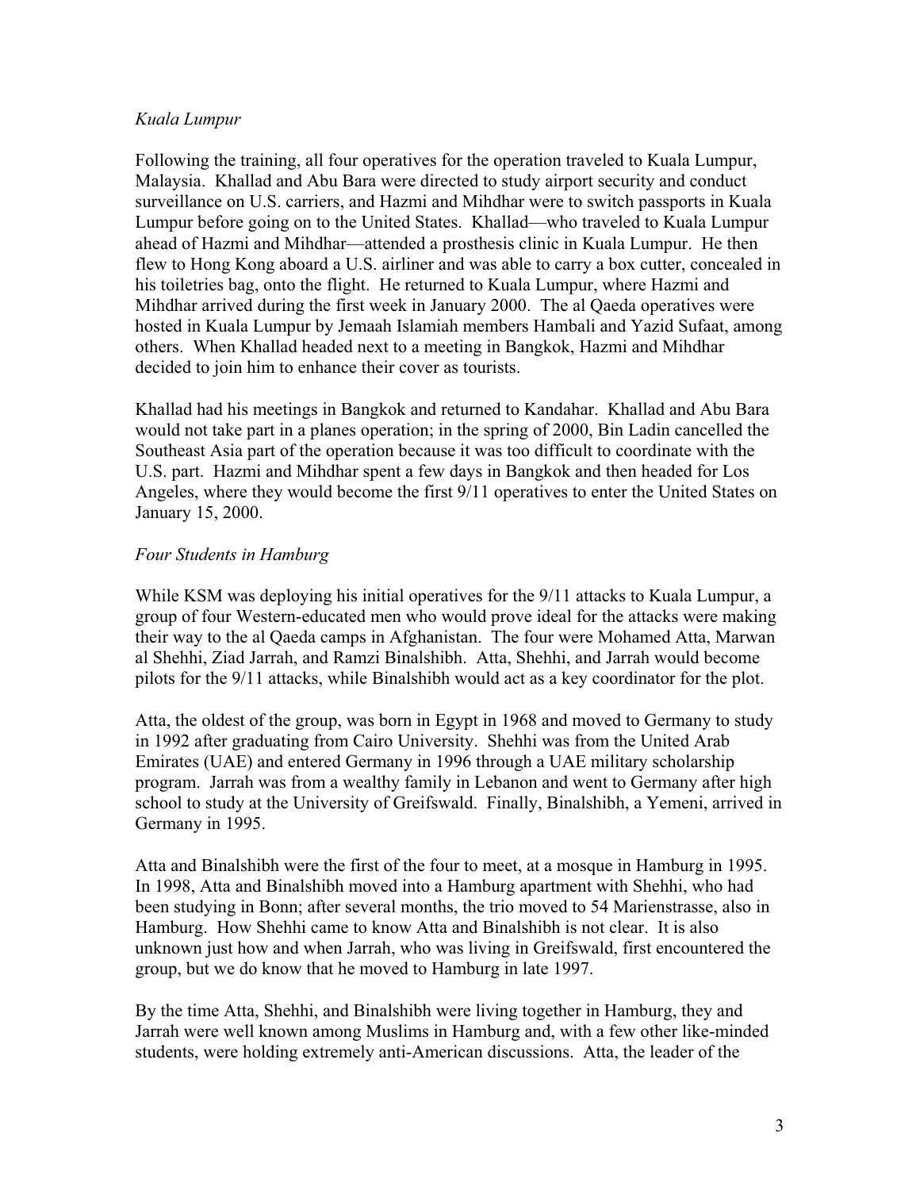*Kuala Lumpur*

Following the training, all four operatives for the operation traveled to Kuala Lumpur, Malaysia. Khallad and Abu Bara were directed to study airport security and conduct surveillance on U.S. carriers, and Hazmi and Mihdhar were to switch passports in Kuala Lumpur before going on to the United States. Khallad—who traveled to Kuala Lumpur ahead of Hazmi and Mihdhar—attended a prosthesis clinic in Kuala Lumpur. He then flew to Hong Kong aboard a U.S. airliner and was able to carry a box cutter, concealed in his toiletries bag, onto the flight. He returned to Kuala Lumpur, where Hazmi and Mihdhar arrived during the first week in January 2000. The al Qaeda operatives were hosted in Kuala Lumpur by Jemaah Islamiah members Hambali and Yazid Sufaat, among others. When Khallad headed next to a meeting in Bangkok, Hazmi and Mihdhar decided to join him to enhance their cover as tourists.

Khallad had his meetings in Bangkok and returned to Kandahar. Khallad and Abu Bara would not take part in a planes operation; in the spring of 2000, Bin Ladin cancelled the Southeast Asia part of the operation because it was too difficult to coordinate with the U.S. part. Hazmi and Mihdhar spent a few days in Bangkok and then headed for Los Angeles, where they would become the first 9/11 operatives to enter the United States on January 15, 2000.

*Four Students in Hamburg*

While KSM was deploying his initial operatives for the 9/11 attacks to Kuala Lumpur, a group of four Western-educated men who would prove ideal for the attacks were making their way to the al Qaeda camps in Afghanistan. The four were Mohamed Atta, Marwan al Shehhi, Ziad Jarrah, and Ramzi Binalshibh. Atta, Shehhi, and Jarrah would become pilots for the 9/11 attacks, while Binalshibh would act as a key coordinator for the plot.

Atta, the oldest of the group, was born in Egypt in 1968 and moved to Germany to study in 1992 after graduating from Cairo University. Shehhi was from the United Arab Emirates (UAE) and entered Germany in 1996 through a UAE military scholarship program. Jarrah was from a wealthy family in Lebanon and went to Germany after high school to study at the University of Greifswald. Finally, Binalshibh, a Yemeni, arrived in Germany in 1995.

Atta and Binalshibh were the first of the four to meet, at a mosque in Hamburg in 1995. In 1998, Atta and Binalshibh moved into a Hamburg apartment with Shehhi, who had been studying in Bonn; after several months, the trio moved to 54 Marienstrasse, also in Hamburg. How Shehhi came to know Atta and Binalshibh is not clear. It is also unknown just how and when Jarrah, who was living in Greifswald, first encountered the group, but we do know that he moved to Hamburg in late 1997.

By the time Atta, Shehhi, and Binalshibh were living together in Hamburg, they and Jarrah were well known among Muslims in Hamburg and, with a few other like-minded students, were holding extremely anti-American discussions. Atta, the leader of the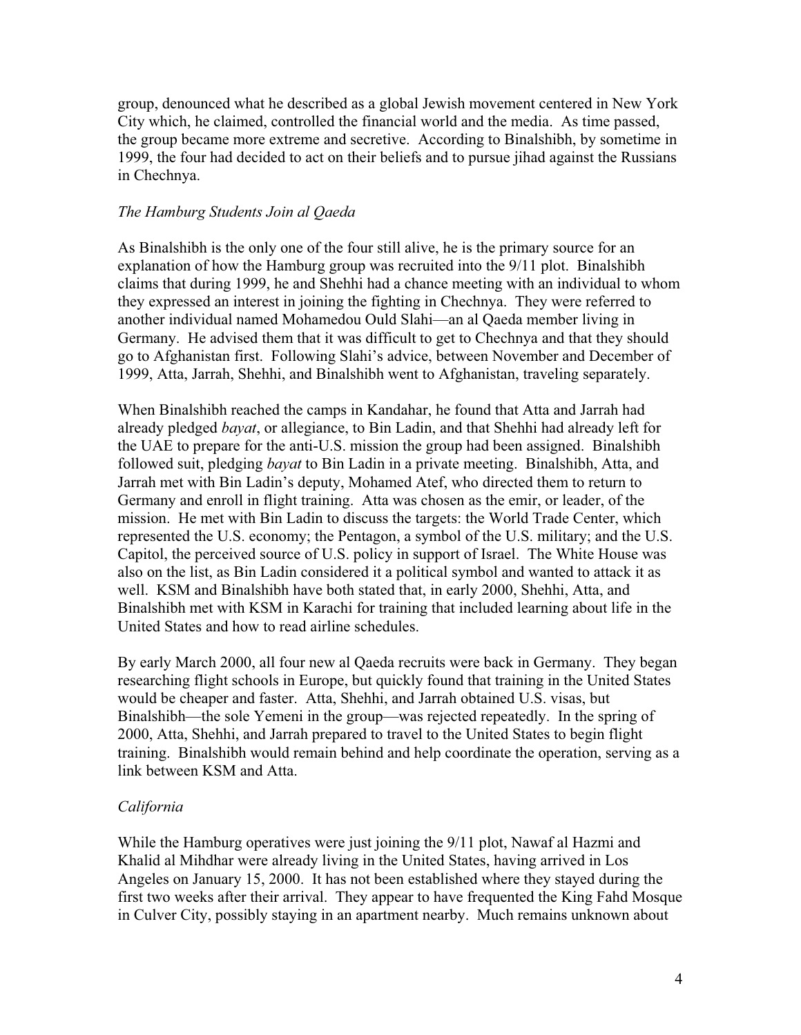group, denounced what he described as a global Jewish movement centered in New York City which, he claimed, controlled the financial world and the media. As time passed, the group became more extreme and secretive. According to Binalshibh, by sometime in 1999, the four had decided to act on their beliefs and to pursue jihad against the Russians in Chechnya.

### *The Hamburg Students Join al Qaeda*

As Binalshibh is the only one of the four still alive, he is the primary source for an explanation of how the Hamburg group was recruited into the 9/11 plot. Binalshibh claims that during 1999, he and Shehhi had a chance meeting with an individual to whom they expressed an interest in joining the fighting in Chechnya. They were referred to another individual named Mohamedou Ould Slahi—an al Qaeda member living in Germany. He advised them that it was difficult to get to Chechnya and that they should go to Afghanistan first. Following Slahi's advice, between November and December of 1999, Atta, Jarrah, Shehhi, and Binalshibh went to Afghanistan, traveling separately.

When Binalshibh reached the camps in Kandahar, he found that Atta and Jarrah had already pledged *bayat*, or allegiance, to Bin Ladin, and that Shehhi had already left for the UAE to prepare for the anti-U.S. mission the group had been assigned. Binalshibh followed suit, pledging *bayat* to Bin Ladin in a private meeting. Binalshibh, Atta, and Jarrah met with Bin Ladin's deputy, Mohamed Atef, who directed them to return to Germany and enroll in flight training. Atta was chosen as the emir, or leader, of the mission. He met with Bin Ladin to discuss the targets: the World Trade Center, which represented the U.S. economy; the Pentagon, a symbol of the U.S. military; and the U.S. Capitol, the perceived source of U.S. policy in support of Israel. The White House was also on the list, as Bin Ladin considered it a political symbol and wanted to attack it as well. KSM and Binalshibh have both stated that, in early 2000, Shehhi, Atta, and Binalshibh met with KSM in Karachi for training that included learning about life in the United States and how to read airline schedules.

By early March 2000, all four new al Qaeda recruits were back in Germany. They began researching flight schools in Europe, but quickly found that training in the United States would be cheaper and faster. Atta, Shehhi, and Jarrah obtained U.S. visas, but Binalshibh—the sole Yemeni in the group—was rejected repeatedly. In the spring of 2000, Atta, Shehhi, and Jarrah prepared to travel to the United States to begin flight training. Binalshibh would remain behind and help coordinate the operation, serving as a link between KSM and Atta.

### *California*

While the Hamburg operatives were just joining the 9/11 plot, Nawaf al Hazmi and Khalid al Mihdhar were already living in the United States, having arrived in Los Angeles on January 15, 2000. It has not been established where they stayed during the first two weeks after their arrival. They appear to have frequented the King Fahd Mosque in Culver City, possibly staying in an apartment nearby. Much remains unknown about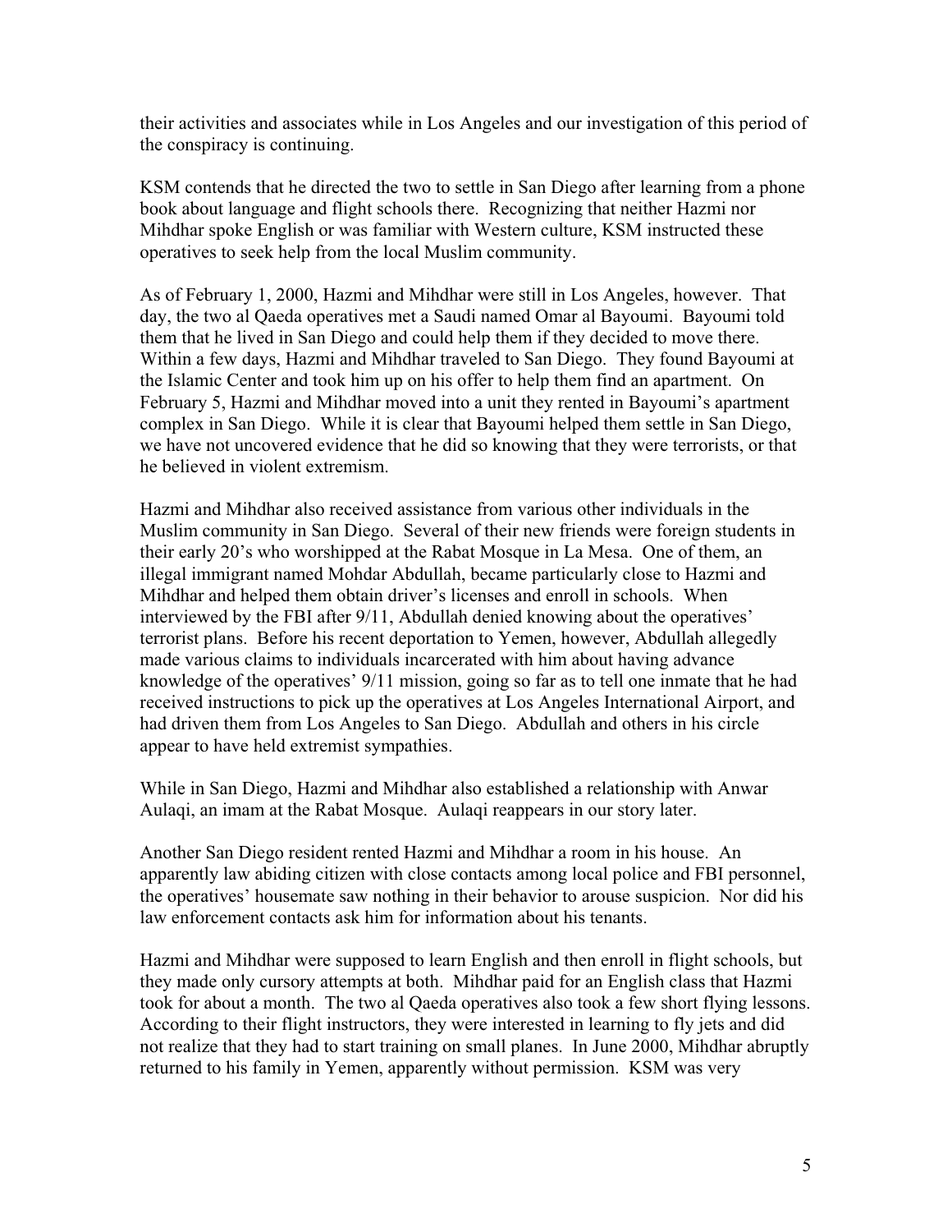their activities and associates while in Los Angeles and our investigation of this period of the conspiracy is continuing.

KSM contends that he directed the two to settle in San Diego after learning from a phone book about language and flight schools there. Recognizing that neither Hazmi nor Mihdhar spoke English or was familiar with Western culture, KSM instructed these operatives to seek help from the local Muslim community.

As of February 1, 2000, Hazmi and Mihdhar were still in Los Angeles, however. That day, the two al Qaeda operatives met a Saudi named Omar al Bayoumi. Bayoumi told them that he lived in San Diego and could help them if they decided to move there. Within a few days, Hazmi and Mihdhar traveled to San Diego. They found Bayoumi at the Islamic Center and took him up on his offer to help them find an apartment. On February 5, Hazmi and Mihdhar moved into a unit they rented in Bayoumi's apartment complex in San Diego. While it is clear that Bayoumi helped them settle in San Diego, we have not uncovered evidence that he did so knowing that they were terrorists, or that he believed in violent extremism.

Hazmi and Mihdhar also received assistance from various other individuals in the Muslim community in San Diego. Several of their new friends were foreign students in their early 20's who worshipped at the Rabat Mosque in La Mesa. One of them, an illegal immigrant named Mohdar Abdullah, became particularly close to Hazmi and Mihdhar and helped them obtain driver's licenses and enroll in schools. When interviewed by the FBI after 9/11, Abdullah denied knowing about the operatives' terrorist plans. Before his recent deportation to Yemen, however, Abdullah allegedly made various claims to individuals incarcerated with him about having advance knowledge of the operatives' 9/11 mission, going so far as to tell one inmate that he had received instructions to pick up the operatives at Los Angeles International Airport, and had driven them from Los Angeles to San Diego. Abdullah and others in his circle appear to have held extremist sympathies.

While in San Diego, Hazmi and Mihdhar also established a relationship with Anwar Aulaqi, an imam at the Rabat Mosque. Aulaqi reappears in our story later.

Another San Diego resident rented Hazmi and Mihdhar a room in his house. An apparently law abiding citizen with close contacts among local police and FBI personnel, the operatives' housemate saw nothing in their behavior to arouse suspicion. Nor did his law enforcement contacts ask him for information about his tenants.

Hazmi and Mihdhar were supposed to learn English and then enroll in flight schools, but they made only cursory attempts at both. Mihdhar paid for an English class that Hazmi took for about a month. The two al Qaeda operatives also took a few short flying lessons. According to their flight instructors, they were interested in learning to fly jets and did not realize that they had to start training on small planes. In June 2000, Mihdhar abruptly returned to his family in Yemen, apparently without permission. KSM was very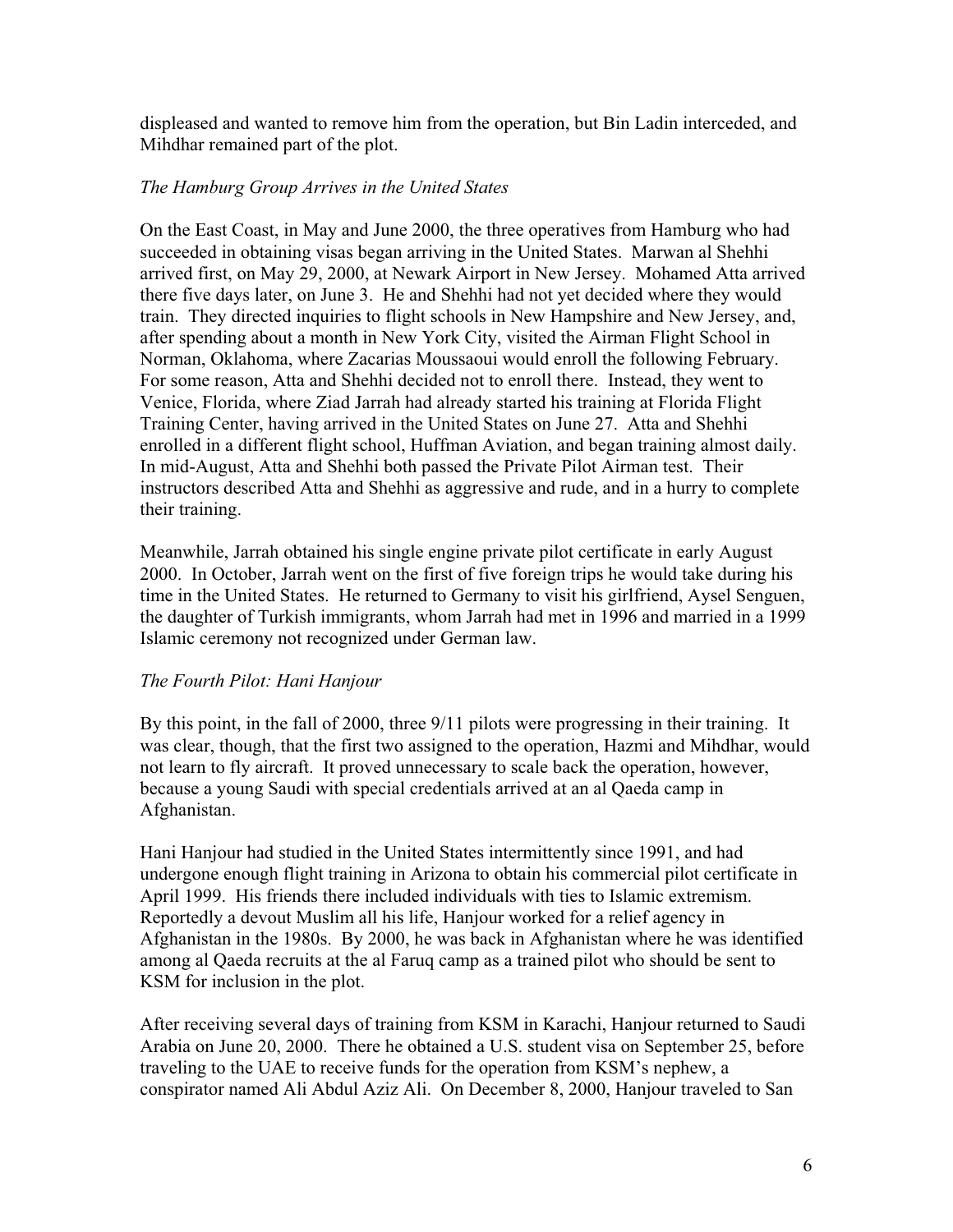displeased and wanted to remove him from the operation, but Bin Ladin interceded, and Mihdhar remained part of the plot.

*The Hamburg Group Arrives in the United States*

On the East Coast, in May and June 2000, the three operatives from Hamburg who had succeeded in obtaining visas began arriving in the United States. Marwan al Shehhi arrived first, on May 29, 2000, at Newark Airport in New Jersey. Mohamed Atta arrived there five days later, on June 3. He and Shehhi had not yet decided where they would train. They directed inquiries to flight schools in New Hampshire and New Jersey, and, after spending about a month in New York City, visited the Airman Flight School in Norman, Oklahoma, where Zacarias Moussaoui would enroll the following February. For some reason, Atta and Shehhi decided not to enroll there. Instead, they went to Venice, Florida, where Ziad Jarrah had already started his training at Florida Flight Training Center, having arrived in the United States on June 27. Atta and Shehhi enrolled in a different flight school, Huffman Aviation, and began training almost daily. In mid-August, Atta and Shehhi both passed the Private Pilot Airman test. Their instructors described Atta and Shehhi as aggressive and rude, and in a hurry to complete their training.

Meanwhile, Jarrah obtained his single engine private pilot certificate in early August 2000. In October, Jarrah went on the first of five foreign trips he would take during his time in the United States. He returned to Germany to visit his girlfriend, Aysel Senguen, the daughter of Turkish immigrants, whom Jarrah had met in 1996 and married in a 1999 Islamic ceremony not recognized under German law.

*The Fourth Pilot: Hani Hanjour*

By this point, in the fall of 2000, three 9/11 pilots were progressing in their training. It was clear, though, that the first two assigned to the operation, Hazmi and Mihdhar, would not learn to fly aircraft. It proved unnecessary to scale back the operation, however, because a young Saudi with special credentials arrived at an al Qaeda camp in Afghanistan.

Hani Hanjour had studied in the United States intermittently since 1991, and had undergone enough flight training in Arizona to obtain his commercial pilot certificate in April 1999. His friends there included individuals with ties to Islamic extremism. Reportedly a devout Muslim all his life, Hanjour worked for a relief agency in Afghanistan in the 1980s. By 2000, he was back in Afghanistan where he was identified among al Qaeda recruits at the al Faruq camp as a trained pilot who should be sent to KSM for inclusion in the plot.

After receiving several days of training from KSM in Karachi, Hanjour returned to Saudi Arabia on June 20, 2000. There he obtained a U.S. student visa on September 25, before traveling to the UAE to receive funds for the operation from KSM's nephew, a conspirator named Ali Abdul Aziz Ali. On December 8, 2000, Hanjour traveled to San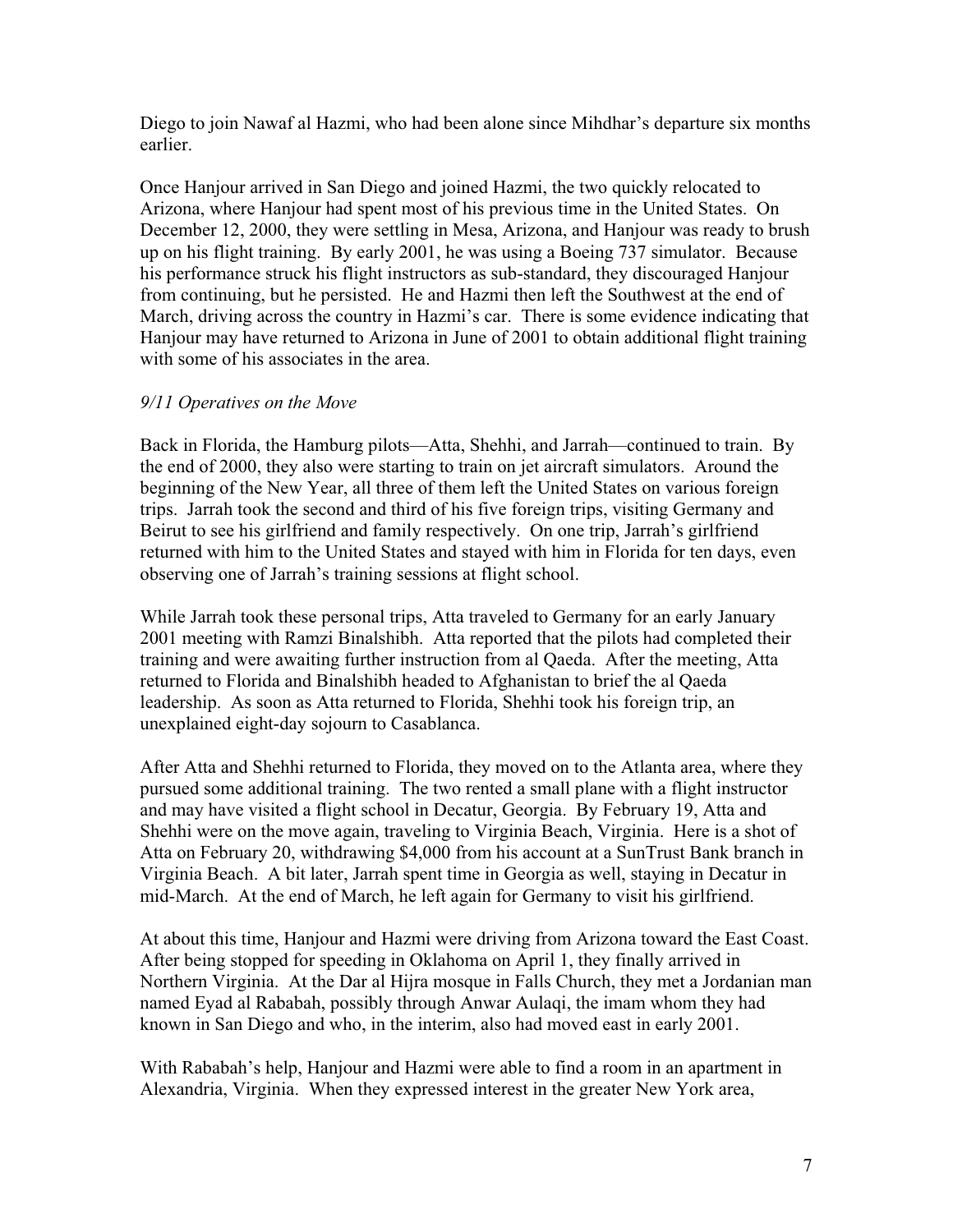Diego to join Nawaf al Hazmi, who had been alone since Mihdhar's departure six months earlier.

Once Hanjour arrived in San Diego and joined Hazmi, the two quickly relocated to Arizona, where Hanjour had spent most of his previous time in the United States. On December 12, 2000, they were settling in Mesa, Arizona, and Hanjour was ready to brush up on his flight training. By early 2001, he was using a Boeing 737 simulator. Because his performance struck his flight instructors as sub-standard, they discouraged Hanjour from continuing, but he persisted. He and Hazmi then left the Southwest at the end of March, driving across the country in Hazmi's car. There is some evidence indicating that Hanjour may have returned to Arizona in June of 2001 to obtain additional flight training with some of his associates in the area.

*9/11 Operatives on the Move*

Back in Florida, the Hamburg pilots—Atta, Shehhi, and Jarrah—continued to train. By the end of 2000, they also were starting to train on jet aircraft simulators. Around the beginning of the New Year, all three of them left the United States on various foreign trips. Jarrah took the second and third of his five foreign trips, visiting Germany and Beirut to see his girlfriend and family respectively. On one trip, Jarrah's girlfriend returned with him to the United States and stayed with him in Florida for ten days, even observing one of Jarrah's training sessions at flight school.

While Jarrah took these personal trips, Atta traveled to Germany for an early January 2001 meeting with Ramzi Binalshibh. Atta reported that the pilots had completed their training and were awaiting further instruction from al Qaeda. After the meeting, Atta returned to Florida and Binalshibh headed to Afghanistan to brief the al Qaeda leadership. As soon as Atta returned to Florida, Shehhi took his foreign trip, an unexplained eight-day sojourn to Casablanca.

After Atta and Shehhi returned to Florida, they moved on to the Atlanta area, where they pursued some additional training. The two rented a small plane with a flight instructor and may have visited a flight school in Decatur, Georgia. By February 19, Atta and Shehhi were on the move again, traveling to Virginia Beach, Virginia. Here is a shot of Atta on February 20, withdrawing $4,000 from his account at a SunTrust Bank branch in Virginia Beach. A bit later, Jarrah spent time in Georgia as well, staying in Decatur in mid-March. At the end of March, he left again for Germany to visit his girlfriend.

At about this time, Hanjour and Hazmi were driving from Arizona toward the East Coast. After being stopped for speeding in Oklahoma on April 1, they finally arrived in Northern Virginia. At the Dar al Hijra mosque in Falls Church, they met a Jordanian man named Eyad al Rababah, possibly through Anwar Aulaqi, the imam whom they had known in San Diego and who, in the interim, also had moved east in early 2001.

With Rababah's help, Hanjour and Hazmi were able to find a room in an apartment in Alexandria, Virginia. When they expressed interest in the greater New York area,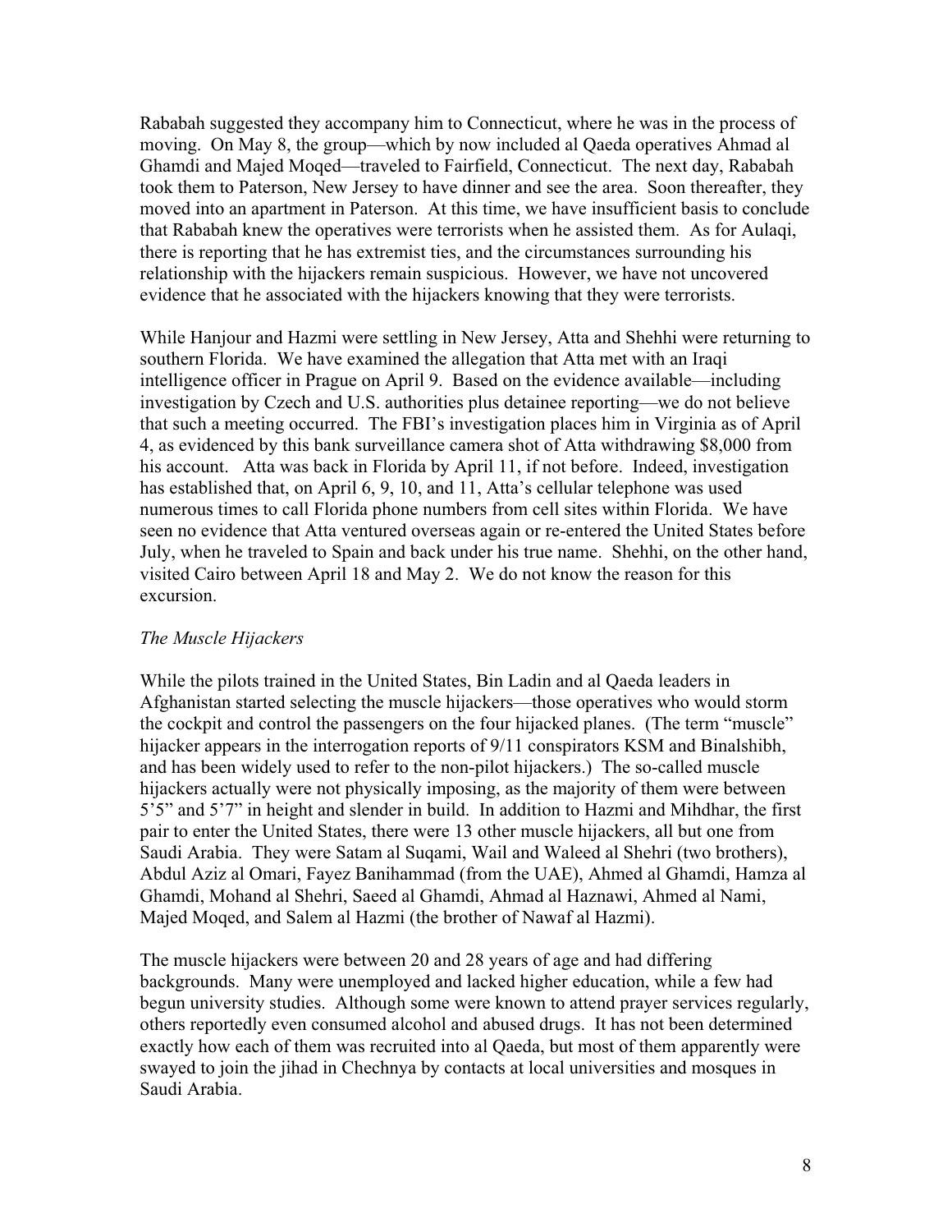Rababah suggested they accompany him to Connecticut, where he was in the process of moving. On May 8, the group—which by now included al Qaeda operatives Ahmad al Ghamdi and Majed Moqed—traveled to Fairfield, Connecticut. The next day, Rababah took them to Paterson, New Jersey to have dinner and see the area. Soon thereafter, they moved into an apartment in Paterson. At this time, we have insufficient basis to conclude that Rababah knew the operatives were terrorists when he assisted them. As for Aulaqi, there is reporting that he has extremist ties, and the circumstances surrounding his relationship with the hijackers remain suspicious. However, we have not uncovered evidence that he associated with the hijackers knowing that they were terrorists.

While Hanjour and Hazmi were settling in New Jersey, Atta and Shehhi were returning to southern Florida. We have examined the allegation that Atta met with an Iraqi intelligence officer in Prague on April 9. Based on the evidence available—including investigation by Czech and U.S. authorities plus detainee reporting—we do not believe that such a meeting occurred. The FBI's investigation places him in Virginia as of April 4, as evidenced by this bank surveillance camera shot of Atta withdrawing $8,000 from his account. Atta was back in Florida by April 11, if not before. Indeed, investigation has established that, on April 6, 9, 10, and 11, Atta's cellular telephone was used numerous times to call Florida phone numbers from cell sites within Florida. We have seen no evidence that Atta ventured overseas again or re-entered the United States before July, when he traveled to Spain and back under his true name. Shehhi, on the other hand, visited Cairo between April 18 and May 2. We do not know the reason for this excursion.

*The Muscle Hijackers*

While the pilots trained in the United States, Bin Ladin and al Qaeda leaders in Afghanistan started selecting the muscle hijackers—those operatives who would storm the cockpit and control the passengers on the four hijacked planes. (The term "muscle" hijacker appears in the interrogation reports of 9/11 conspirators KSM and Binalshibh, and has been widely used to refer to the non-pilot hijackers.) The so-called muscle hijackers actually were not physically imposing, as the majority of them were between 5'5" and 5'7" in height and slender in build. In addition to Hazmi and Mihdhar, the first pair to enter the United States, there were 13 other muscle hijackers, all but one from Saudi Arabia. They were Satam al Suqami, Wail and Waleed al Shehri (two brothers), Abdul Aziz al Omari, Fayez Banihammad (from the UAE), Ahmed al Ghamdi, Hamza al Ghamdi, Mohand al Shehri, Saeed al Ghamdi, Ahmad al Haznawi, Ahmed al Nami, Majed Moqed, and Salem al Hazmi (the brother of Nawaf al Hazmi).

The muscle hijackers were between 20 and 28 years of age and had differing backgrounds. Many were unemployed and lacked higher education, while a few had begun university studies. Although some were known to attend prayer services regularly, others reportedly even consumed alcohol and abused drugs. It has not been determined exactly how each of them was recruited into al Qaeda, but most of them apparently were swayed to join the jihad in Chechnya by contacts at local universities and mosques in Saudi Arabia.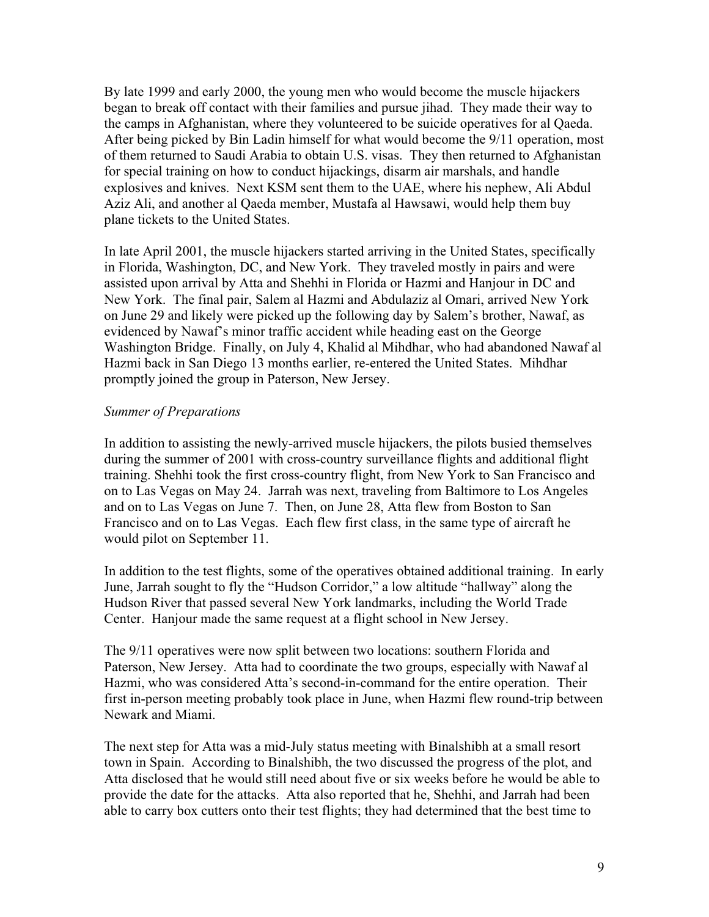By late 1999 and early 2000, the young men who would become the muscle hijackers began to break off contact with their families and pursue jihad. They made their way to the camps in Afghanistan, where they volunteered to be suicide operatives for al Qaeda. After being picked by Bin Ladin himself for what would become the 9/11 operation, most of them returned to Saudi Arabia to obtain U.S. visas. They then returned to Afghanistan for special training on how to conduct hijackings, disarm air marshals, and handle explosives and knives. Next KSM sent them to the UAE, where his nephew, Ali Abdul Aziz Ali, and another al Qaeda member, Mustafa al Hawsawi, would help them buy plane tickets to the United States.

In late April 2001, the muscle hijackers started arriving in the United States, specifically in Florida, Washington, DC, and New York. They traveled mostly in pairs and were assisted upon arrival by Atta and Shehhi in Florida or Hazmi and Hanjour in DC and New York. The final pair, Salem al Hazmi and Abdulaziz al Omari, arrived New York on June 29 and likely were picked up the following day by Salem's brother, Nawaf, as evidenced by Nawaf's minor traffic accident while heading east on the George Washington Bridge. Finally, on July 4, Khalid al Mihdhar, who had abandoned Nawaf al Hazmi back in San Diego 13 months earlier, re-entered the United States. Mihdhar promptly joined the group in Paterson, New Jersey.

*Summer of Preparations*

In addition to assisting the newly-arrived muscle hijackers, the pilots busied themselves during the summer of 2001 with cross-country surveillance flights and additional flight training. Shehhi took the first cross-country flight, from New York to San Francisco and on to Las Vegas on May 24. Jarrah was next, traveling from Baltimore to Los Angeles and on to Las Vegas on June 7. Then, on June 28, Atta flew from Boston to San Francisco and on to Las Vegas. Each flew first class, in the same type of aircraft he would pilot on September 11.

In addition to the test flights, some of the operatives obtained additional training. In early June, Jarrah sought to fly the "Hudson Corridor," a low altitude "hallway" along the Hudson River that passed several New York landmarks, including the World Trade Center. Hanjour made the same request at a flight school in New Jersey.

The 9/11 operatives were now split between two locations: southern Florida and Paterson, New Jersey. Atta had to coordinate the two groups, especially with Nawaf al Hazmi, who was considered Atta's second-in-command for the entire operation. Their first in-person meeting probably took place in June, when Hazmi flew round-trip between Newark and Miami.

The next step for Atta was a mid-July status meeting with Binalshibh at a small resort town in Spain. According to Binalshibh, the two discussed the progress of the plot, and Atta disclosed that he would still need about five or six weeks before he would be able to provide the date for the attacks. Atta also reported that he, Shehhi, and Jarrah had been able to carry box cutters onto their test flights; they had determined that the best time to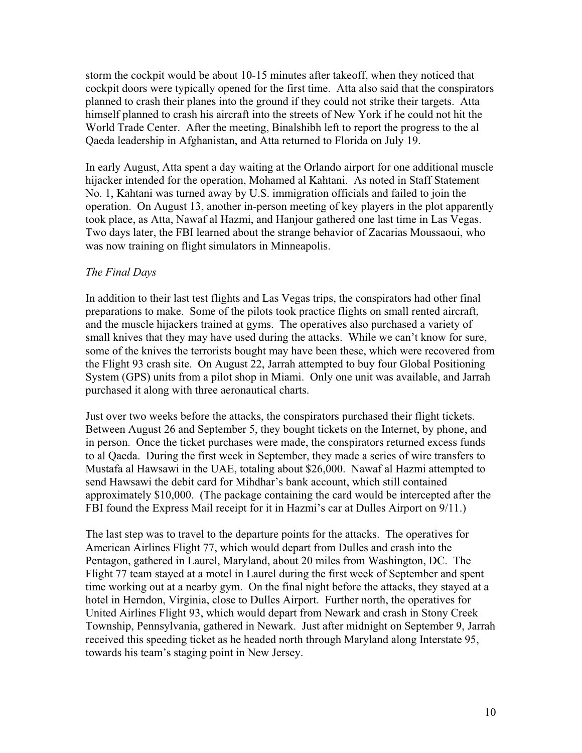storm the cockpit would be about 10-15 minutes after takeoff, when they noticed that cockpit doors were typically opened for the first time. Atta also said that the conspirators planned to crash their planes into the ground if they could not strike their targets. Atta himself planned to crash his aircraft into the streets of New York if he could not hit the World Trade Center. After the meeting, Binalshibh left to report the progress to the al Qaeda leadership in Afghanistan, and Atta returned to Florida on July 19.

In early August, Atta spent a day waiting at the Orlando airport for one additional muscle hijacker intended for the operation, Mohamed al Kahtani. As noted in Staff Statement No. 1, Kahtani was turned away by U.S. immigration officials and failed to join the operation. On August 13, another in-person meeting of key players in the plot apparently took place, as Atta, Nawaf al Hazmi, and Hanjour gathered one last time in Las Vegas. Two days later, the FBI learned about the strange behavior of Zacarias Moussaoui, who was now training on flight simulators in Minneapolis.

*The Final Days*

In addition to their last test flights and Las Vegas trips, the conspirators had other final preparations to make. Some of the pilots took practice flights on small rented aircraft, and the muscle hijackers trained at gyms. The operatives also purchased a variety of small knives that they may have used during the attacks. While we can't know for sure, some of the knives the terrorists bought may have been these, which were recovered from the Flight 93 crash site. On August 22, Jarrah attempted to buy four Global Positioning System (GPS) units from a pilot shop in Miami. Only one unit was available, and Jarrah purchased it along with three aeronautical charts.

Just over two weeks before the attacks, the conspirators purchased their flight tickets. Between August 26 and September 5, they bought tickets on the Internet, by phone, and in person. Once the ticket purchases were made, the conspirators returned excess funds to al Qaeda. During the first week in September, they made a series of wire transfers to Mustafa al Hawsawi in the UAE, totaling about $26,000. Nawaf al Hazmi attempted to send Hawsawi the debit card for Mihdhar's bank account, which still contained approximately $10,000. (The package containing the card would be intercepted after the FBI found the Express Mail receipt for it in Hazmi's car at Dulles Airport on 9/11.)

The last step was to travel to the departure points for the attacks. The operatives for American Airlines Flight 77, which would depart from Dulles and crash into the Pentagon, gathered in Laurel, Maryland, about 20 miles from Washington, DC. The Flight 77 team stayed at a motel in Laurel during the first week of September and spent time working out at a nearby gym. On the final night before the attacks, they stayed at a hotel in Herndon, Virginia, close to Dulles Airport. Further north, the operatives for United Airlines Flight 93, which would depart from Newark and crash in Stony Creek Township, Pennsylvania, gathered in Newark. Just after midnight on September 9, Jarrah received this speeding ticket as he headed north through Maryland along Interstate 95, towards his team's staging point in New Jersey.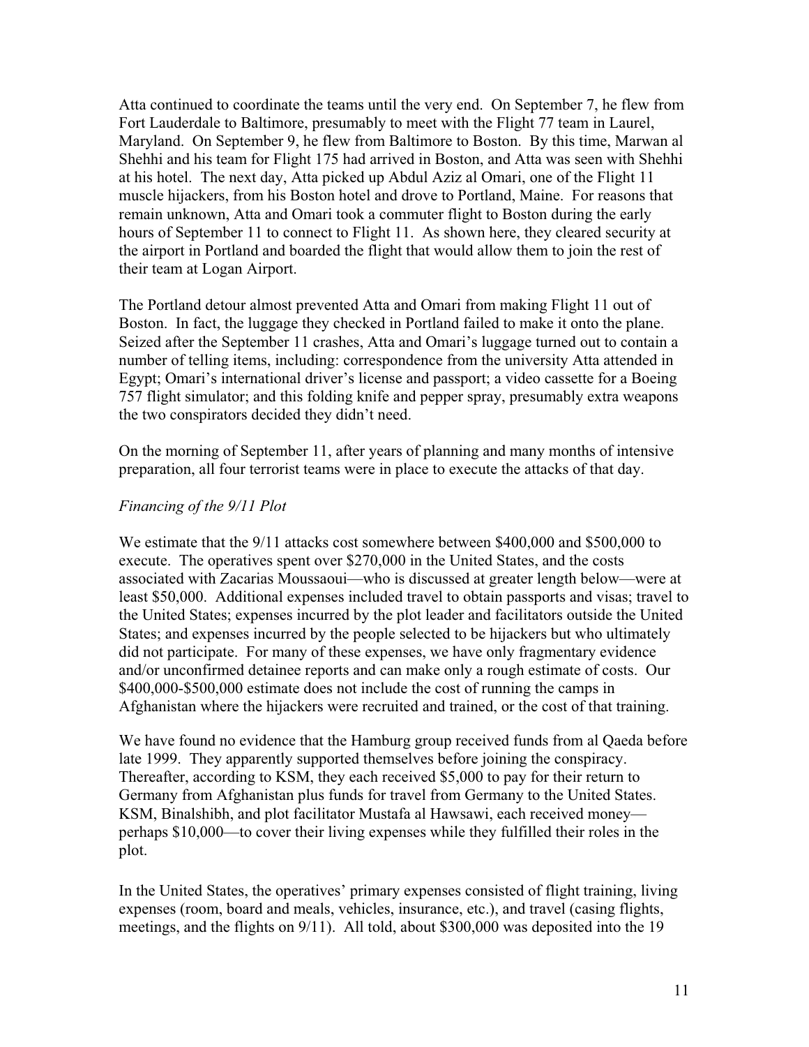Atta continued to coordinate the teams until the very end. On September 7, he flew from Fort Lauderdale to Baltimore, presumably to meet with the Flight 77 team in Laurel, Maryland. On September 9, he flew from Baltimore to Boston. By this time, Marwan al Shehhi and his team for Flight 175 had arrived in Boston, and Atta was seen with Shehhi at his hotel. The next day, Atta picked up Abdul Aziz al Omari, one of the Flight 11 muscle hijackers, from his Boston hotel and drove to Portland, Maine. For reasons that remain unknown, Atta and Omari took a commuter flight to Boston during the early hours of September 11 to connect to Flight 11. As shown here, they cleared security at the airport in Portland and boarded the flight that would allow them to join the rest of their team at Logan Airport.

The Portland detour almost prevented Atta and Omari from making Flight 11 out of Boston. In fact, the luggage they checked in Portland failed to make it onto the plane. Seized after the September 11 crashes, Atta and Omari's luggage turned out to contain a number of telling items, including: correspondence from the university Atta attended in Egypt; Omari's international driver's license and passport; a video cassette for a Boeing 757 flight simulator; and this folding knife and pepper spray, presumably extra weapons the two conspirators decided they didn't need.

On the morning of September 11, after years of planning and many months of intensive preparation, all four terrorist teams were in place to execute the attacks of that day.

*Financing of the 9/11 Plot*

We estimate that the 9/11 attacks cost somewhere between $400,000 and $500,000 to execute. The operatives spent over $270,000 in the United States, and the costs associated with Zacarias Moussaoui—who is discussed at greater length below—were at least $50,000. Additional expenses included travel to obtain passports and visas; travel to the United States; expenses incurred by the plot leader and facilitators outside the United States; and expenses incurred by the people selected to be hijackers but who ultimately did not participate. For many of these expenses, we have only fragmentary evidence and/or unconfirmed detainee reports and can make only a rough estimate of costs. Our $400,000-$500,000 estimate does not include the cost of running the camps in Afghanistan where the hijackers were recruited and trained, or the cost of that training.

We have found no evidence that the Hamburg group received funds from al Qaeda before late 1999. They apparently supported themselves before joining the conspiracy. Thereafter, according to KSM, they each received $5,000 to pay for their return to Germany from Afghanistan plus funds for travel from Germany to the United States. KSM, Binalshibh, and plot facilitator Mustafa al Hawsawi, each received money—perhaps $10,000—to cover their living expenses while they fulfilled their roles in the plot.

In the United States, the operatives' primary expenses consisted of flight training, living expenses (room, board and meals, vehicles, insurance, etc.), and travel (casing flights, meetings, and the flights on 9/11). All told, about $300,000 was deposited into the 19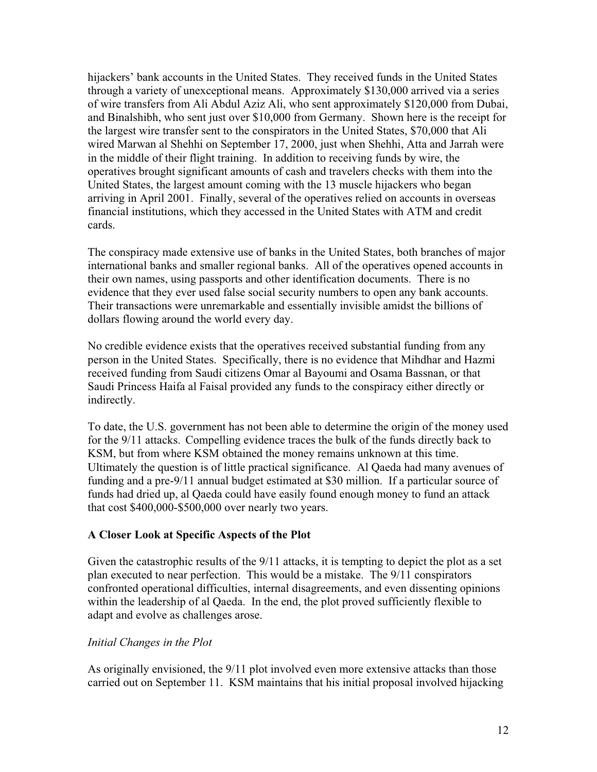hijackers' bank accounts in the United States. They received funds in the United States through a variety of unexceptional means. Approximately $130,000 arrived via a series of wire transfers from Ali Abdul Aziz Ali, who sent approximately $120,000 from Dubai, and Binalshibh, who sent just over $10,000 from Germany. Shown here is the receipt for the largest wire transfer sent to the conspirators in the United States, $70,000 that Ali wired Marwan al Shehhi on September 17, 2000, just when Shehhi, Atta and Jarrah were in the middle of their flight training. In addition to receiving funds by wire, the operatives brought significant amounts of cash and travelers checks with them into the United States, the largest amount coming with the 13 muscle hijackers who began arriving in April 2001. Finally, several of the operatives relied on accounts in overseas financial institutions, which they accessed in the United States with ATM and credit cards.

The conspiracy made extensive use of banks in the United States, both branches of major international banks and smaller regional banks. All of the operatives opened accounts in their own names, using passports and other identification documents. There is no evidence that they ever used false social security numbers to open any bank accounts. Their transactions were unremarkable and essentially invisible amidst the billions of dollars flowing around the world every day.

No credible evidence exists that the operatives received substantial funding from any person in the United States. Specifically, there is no evidence that Mihdhar and Hazmi received funding from Saudi citizens Omar al Bayoumi and Osama Bassnan, or that Saudi Princess Haifa al Faisal provided any funds to the conspiracy either directly or indirectly.

To date, the U.S. government has not been able to determine the origin of the money used for the 9/11 attacks. Compelling evidence traces the bulk of the funds directly back to KSM, but from where KSM obtained the money remains unknown at this time. Ultimately the question is of little practical significance. Al Qaeda had many avenues of funding and a pre-9/11 annual budget estimated at $30 million. If a particular source of funds had dried up, al Qaeda could have easily found enough money to fund an attack that cost $400,000-$500,000 over nearly two years.

**A Closer Look at Specific Aspects of the Plot**

Given the catastrophic results of the 9/11 attacks, it is tempting to depict the plot as a set plan executed to near perfection. This would be a mistake. The 9/11 conspirators confronted operational difficulties, internal disagreements, and even dissenting opinions within the leadership of al Qaeda. In the end, the plot proved sufficiently flexible to adapt and evolve as challenges arose.

*Initial Changes in the Plot*

As originally envisioned, the 9/11 plot involved even more extensive attacks than those carried out on September 11. KSM maintains that his initial proposal involved hijacking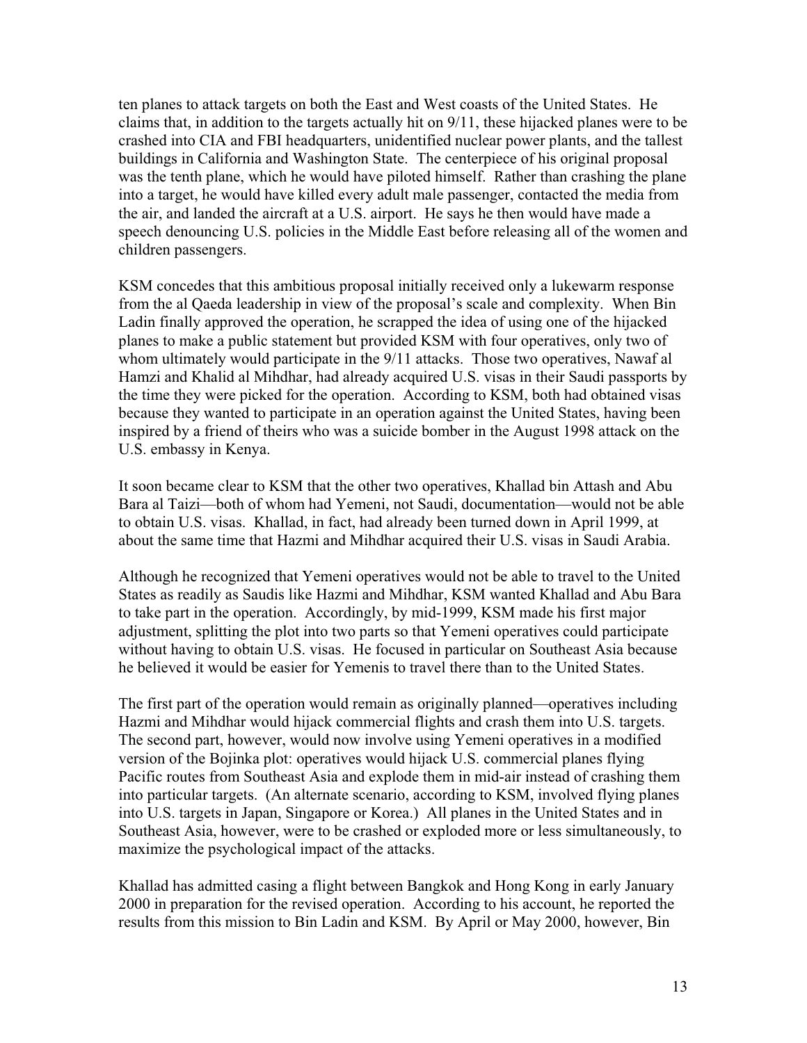ten planes to attack targets on both the East and West coasts of the United States. He claims that, in addition to the targets actually hit on 9/11, these hijacked planes were to be crashed into CIA and FBI headquarters, unidentified nuclear power plants, and the tallest buildings in California and Washington State. The centerpiece of his original proposal was the tenth plane, which he would have piloted himself. Rather than crashing the plane into a target, he would have killed every adult male passenger, contacted the media from the air, and landed the aircraft at a U.S. airport. He says he then would have made a speech denouncing U.S. policies in the Middle East before releasing all of the women and children passengers.

KSM concedes that this ambitious proposal initially received only a lukewarm response from the al Qaeda leadership in view of the proposal's scale and complexity. When Bin Ladin finally approved the operation, he scrapped the idea of using one of the hijacked planes to make a public statement but provided KSM with four operatives, only two of whom ultimately would participate in the 9/11 attacks. Those two operatives, Nawaf al Hamzi and Khalid al Mihdhar, had already acquired U.S. visas in their Saudi passports by the time they were picked for the operation. According to KSM, both had obtained visas because they wanted to participate in an operation against the United States, having been inspired by a friend of theirs who was a suicide bomber in the August 1998 attack on the U.S. embassy in Kenya.

It soon became clear to KSM that the other two operatives, Khallad bin Attash and Abu Bara al Taizi—both of whom had Yemeni, not Saudi, documentation—would not be able to obtain U.S. visas. Khallad, in fact, had already been turned down in April 1999, at about the same time that Hazmi and Mihdhar acquired their U.S. visas in Saudi Arabia.

Although he recognized that Yemeni operatives would not be able to travel to the United States as readily as Saudis like Hazmi and Mihdhar, KSM wanted Khallad and Abu Bara to take part in the operation. Accordingly, by mid-1999, KSM made his first major adjustment, splitting the plot into two parts so that Yemeni operatives could participate without having to obtain U.S. visas. He focused in particular on Southeast Asia because he believed it would be easier for Yemenis to travel there than to the United States.

The first part of the operation would remain as originally planned—operatives including Hazmi and Mihdhar would hijack commercial flights and crash them into U.S. targets. The second part, however, would now involve using Yemeni operatives in a modified version of the Bojinka plot: operatives would hijack U.S. commercial planes flying Pacific routes from Southeast Asia and explode them in mid-air instead of crashing them into particular targets. (An alternate scenario, according to KSM, involved flying planes into U.S. targets in Japan, Singapore or Korea.) All planes in the United States and in Southeast Asia, however, were to be crashed or exploded more or less simultaneously, to maximize the psychological impact of the attacks.

Khallad has admitted casing a flight between Bangkok and Hong Kong in early January 2000 in preparation for the revised operation. According to his account, he reported the results from this mission to Bin Ladin and KSM. By April or May 2000, however, Bin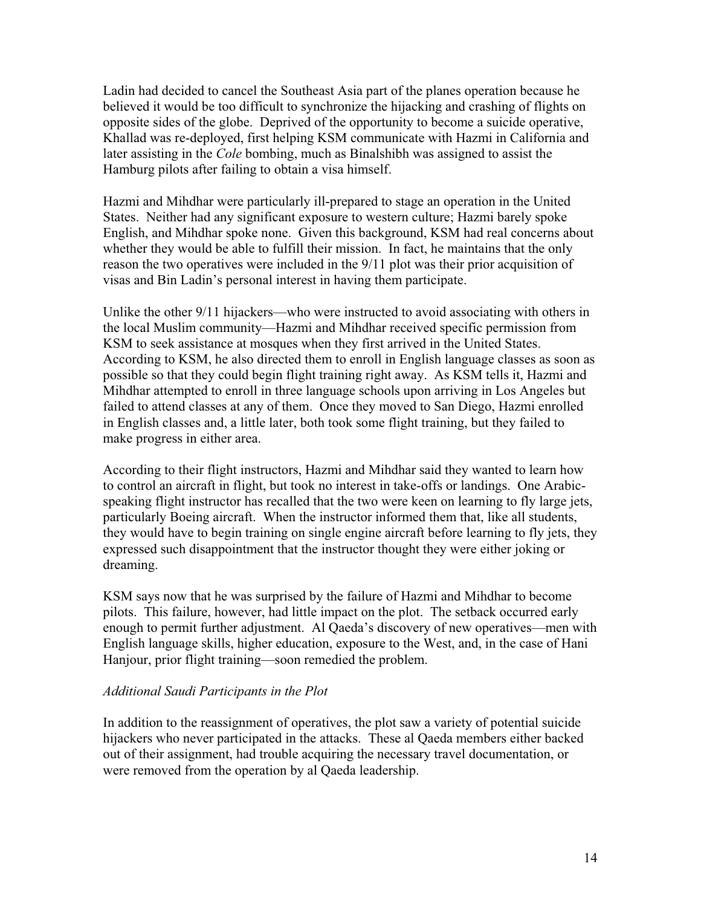Ladin had decided to cancel the Southeast Asia part of the planes operation because he believed it would be too difficult to synchronize the hijacking and crashing of flights on opposite sides of the globe. Deprived of the opportunity to become a suicide operative, Khallad was re-deployed, first helping KSM communicate with Hazmi in California and later assisting in the *Cole* bombing, much as Binalshibh was assigned to assist the Hamburg pilots after failing to obtain a visa himself.

Hazmi and Mihdhar were particularly ill-prepared to stage an operation in the United States. Neither had any significant exposure to western culture; Hazmi barely spoke English, and Mihdhar spoke none. Given this background, KSM had real concerns about whether they would be able to fulfill their mission. In fact, he maintains that the only reason the two operatives were included in the 9/11 plot was their prior acquisition of visas and Bin Ladin's personal interest in having them participate.

Unlike the other 9/11 hijackers—who were instructed to avoid associating with others in the local Muslim community—Hazmi and Mihdhar received specific permission from KSM to seek assistance at mosques when they first arrived in the United States. According to KSM, he also directed them to enroll in English language classes as soon as possible so that they could begin flight training right away. As KSM tells it, Hazmi and Mihdhar attempted to enroll in three language schools upon arriving in Los Angeles but failed to attend classes at any of them. Once they moved to San Diego, Hazmi enrolled in English classes and, a little later, both took some flight training, but they failed to make progress in either area.

According to their flight instructors, Hazmi and Mihdhar said they wanted to learn how to control an aircraft in flight, but took no interest in take-offs or landings. One Arabic-speaking flight instructor has recalled that the two were keen on learning to fly large jets, particularly Boeing aircraft. When the instructor informed them that, like all students, they would have to begin training on single engine aircraft before learning to fly jets, they expressed such disappointment that the instructor thought they were either joking or dreaming.

KSM says now that he was surprised by the failure of Hazmi and Mihdhar to become pilots. This failure, however, had little impact on the plot. The setback occurred early enough to permit further adjustment. Al Qaeda's discovery of new operatives—men with English language skills, higher education, exposure to the West, and, in the case of Hani Hanjour, prior flight training—soon remedied the problem.

### *Additional Saudi Participants in the Plot*

In addition to the reassignment of operatives, the plot saw a variety of potential suicide hijackers who never participated in the attacks. These al Qaeda members either backed out of their assignment, had trouble acquiring the necessary travel documentation, or were removed from the operation by al Qaeda leadership.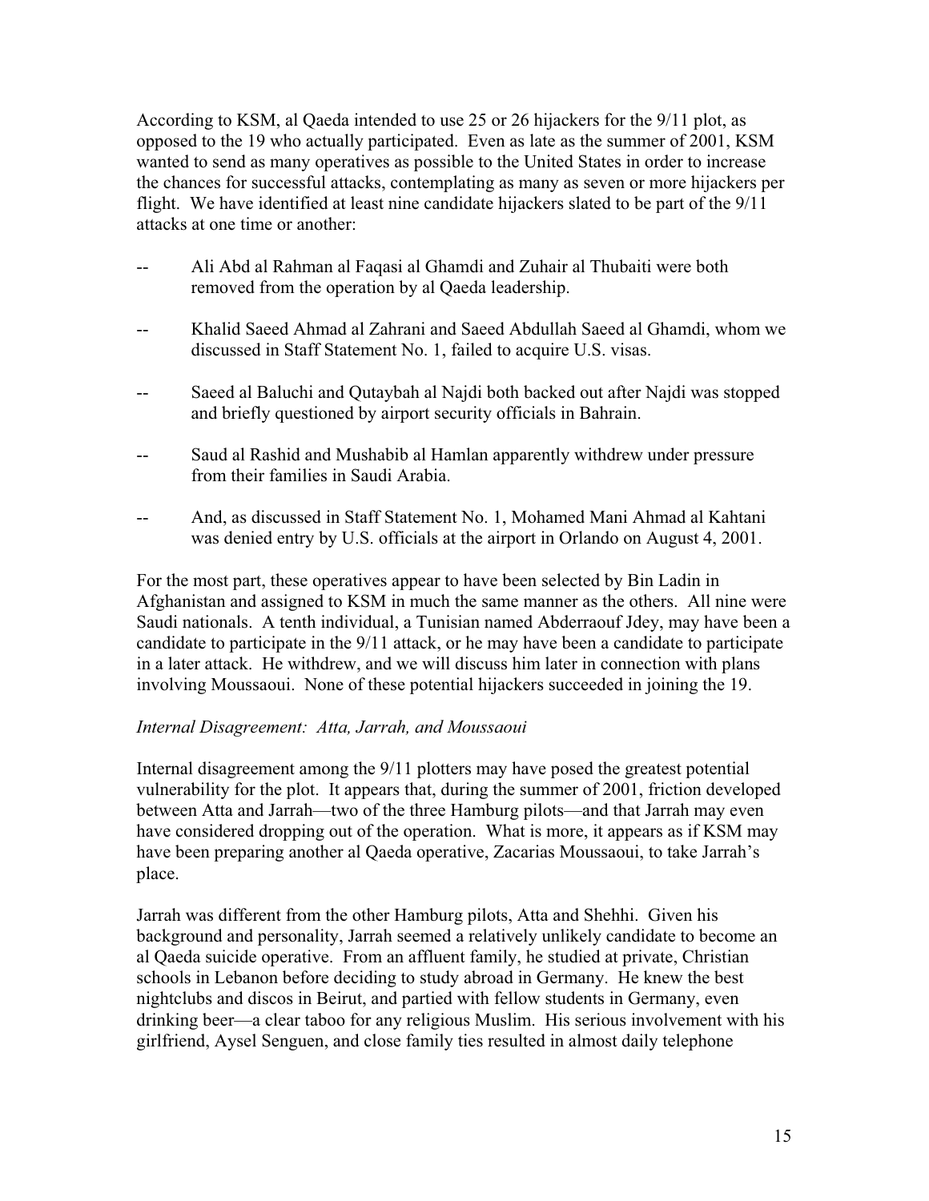According to KSM, al Qaeda intended to use 25 or 26 hijackers for the 9/11 plot, as opposed to the 19 who actually participated. Even as late as the summer of 2001, KSM wanted to send as many operatives as possible to the United States in order to increase the chances for successful attacks, contemplating as many as seven or more hijackers per flight. We have identified at least nine candidate hijackers slated to be part of the 9/11 attacks at one time or another:

-- Ali Abd al Rahman al Faqasi al Ghamdi and Zuhair al Thubaiti were both removed from the operation by al Qaeda leadership.

-- Khalid Saeed Ahmad al Zahrani and Saeed Abdullah Saeed al Ghamdi, whom we discussed in Staff Statement No. 1, failed to acquire U.S. visas.

-- Saeed al Baluchi and Qutaybah al Najdi both backed out after Najdi was stopped and briefly questioned by airport security officials in Bahrain.

-- Saud al Rashid and Mushabib al Hamlan apparently withdrew under pressure from their families in Saudi Arabia.

-- And, as discussed in Staff Statement No. 1, Mohamed Mani Ahmad al Kahtani was denied entry by U.S. officials at the airport in Orlando on August 4, 2001.

For the most part, these operatives appear to have been selected by Bin Ladin in Afghanistan and assigned to KSM in much the same manner as the others. All nine were Saudi nationals. A tenth individual, a Tunisian named Abderraouf Jdey, may have been a candidate to participate in the 9/11 attack, or he may have been a candidate to participate in a later attack. He withdrew, and we will discuss him later in connection with plans involving Moussaoui. None of these potential hijackers succeeded in joining the 19.

*Internal Disagreement: Atta, Jarrah, and Moussaoui*

Internal disagreement among the 9/11 plotters may have posed the greatest potential vulnerability for the plot. It appears that, during the summer of 2001, friction developed between Atta and Jarrah—two of the three Hamburg pilots—and that Jarrah may even have considered dropping out of the operation. What is more, it appears as if KSM may have been preparing another al Qaeda operative, Zacarias Moussaoui, to take Jarrah's place.

Jarrah was different from the other Hamburg pilots, Atta and Shehhi. Given his background and personality, Jarrah seemed a relatively unlikely candidate to become an al Qaeda suicide operative. From an affluent family, he studied at private, Christian schools in Lebanon before deciding to study abroad in Germany. He knew the best nightclubs and discos in Beirut, and partied with fellow students in Germany, even drinking beer—a clear taboo for any religious Muslim. His serious involvement with his girlfriend, Aysel Senguen, and close family ties resulted in almost daily telephone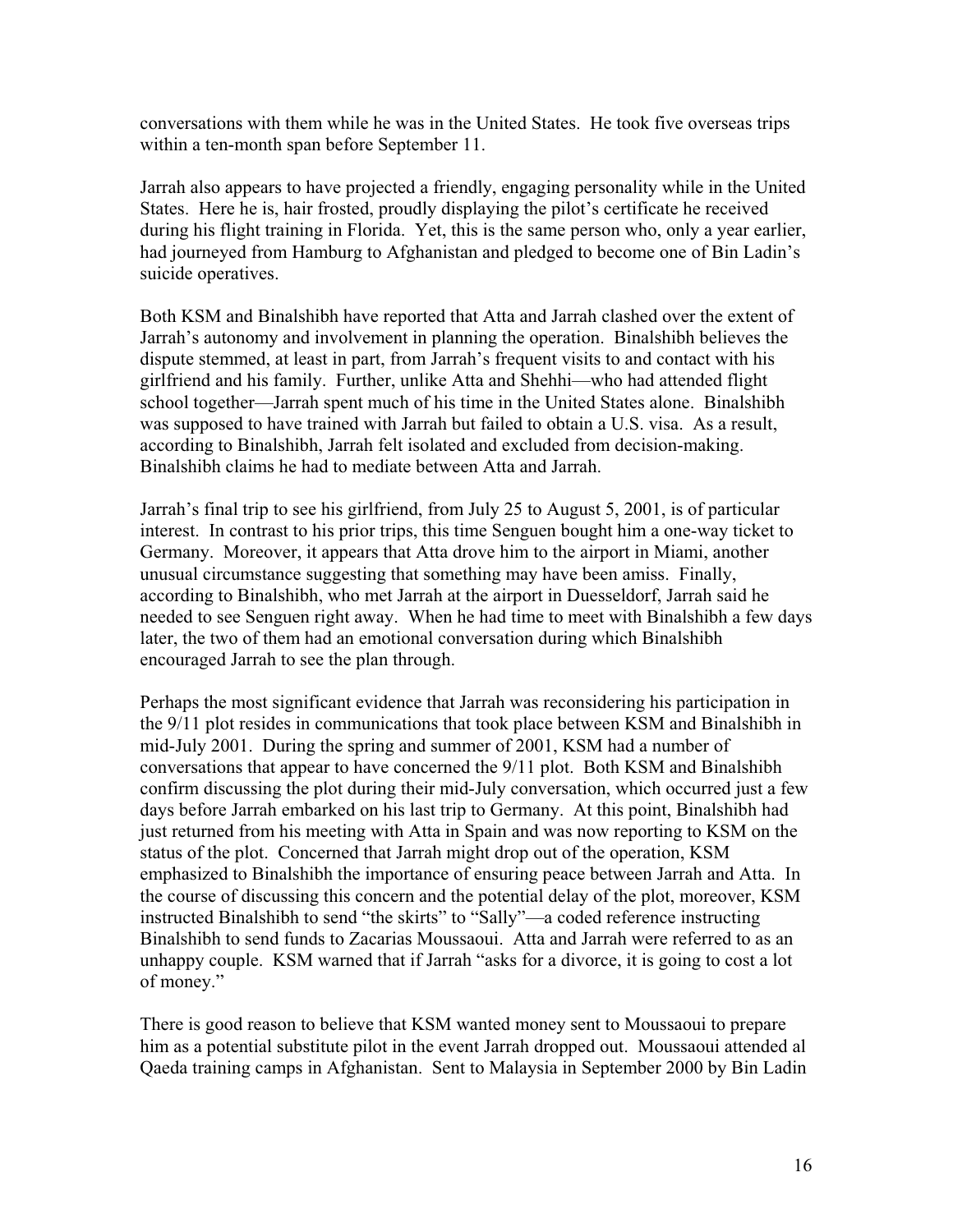conversations with them while he was in the United States. He took five overseas trips within a ten-month span before September 11.

Jarrah also appears to have projected a friendly, engaging personality while in the United States. Here he is, hair frosted, proudly displaying the pilot's certificate he received during his flight training in Florida. Yet, this is the same person who, only a year earlier, had journeyed from Hamburg to Afghanistan and pledged to become one of Bin Ladin's suicide operatives.

Both KSM and Binalshibh have reported that Atta and Jarrah clashed over the extent of Jarrah's autonomy and involvement in planning the operation. Binalshibh believes the dispute stemmed, at least in part, from Jarrah's frequent visits to and contact with his girlfriend and his family. Further, unlike Atta and Shehhi—who had attended flight school together—Jarrah spent much of his time in the United States alone. Binalshibh was supposed to have trained with Jarrah but failed to obtain a U.S. visa. As a result, according to Binalshibh, Jarrah felt isolated and excluded from decision-making. Binalshibh claims he had to mediate between Atta and Jarrah.

Jarrah's final trip to see his girlfriend, from July 25 to August 5, 2001, is of particular interest. In contrast to his prior trips, this time Senguen bought him a one-way ticket to Germany. Moreover, it appears that Atta drove him to the airport in Miami, another unusual circumstance suggesting that something may have been amiss. Finally, according to Binalshibh, who met Jarrah at the airport in Duesseldorf, Jarrah said he needed to see Senguen right away. When he had time to meet with Binalshibh a few days later, the two of them had an emotional conversation during which Binalshibh encouraged Jarrah to see the plan through.

Perhaps the most significant evidence that Jarrah was reconsidering his participation in the 9/11 plot resides in communications that took place between KSM and Binalshibh in mid-July 2001. During the spring and summer of 2001, KSM had a number of conversations that appear to have concerned the 9/11 plot. Both KSM and Binalshibh confirm discussing the plot during their mid-July conversation, which occurred just a few days before Jarrah embarked on his last trip to Germany. At this point, Binalshibh had just returned from his meeting with Atta in Spain and was now reporting to KSM on the status of the plot. Concerned that Jarrah might drop out of the operation, KSM emphasized to Binalshibh the importance of ensuring peace between Jarrah and Atta. In the course of discussing this concern and the potential delay of the plot, moreover, KSM instructed Binalshibh to send "the skirts" to "Sally"—a coded reference instructing Binalshibh to send funds to Zacarias Moussaoui. Atta and Jarrah were referred to as an unhappy couple. KSM warned that if Jarrah "asks for a divorce, it is going to cost a lot of money."

There is good reason to believe that KSM wanted money sent to Moussaoui to prepare him as a potential substitute pilot in the event Jarrah dropped out. Moussaoui attended al Qaeda training camps in Afghanistan. Sent to Malaysia in September 2000 by Bin Ladin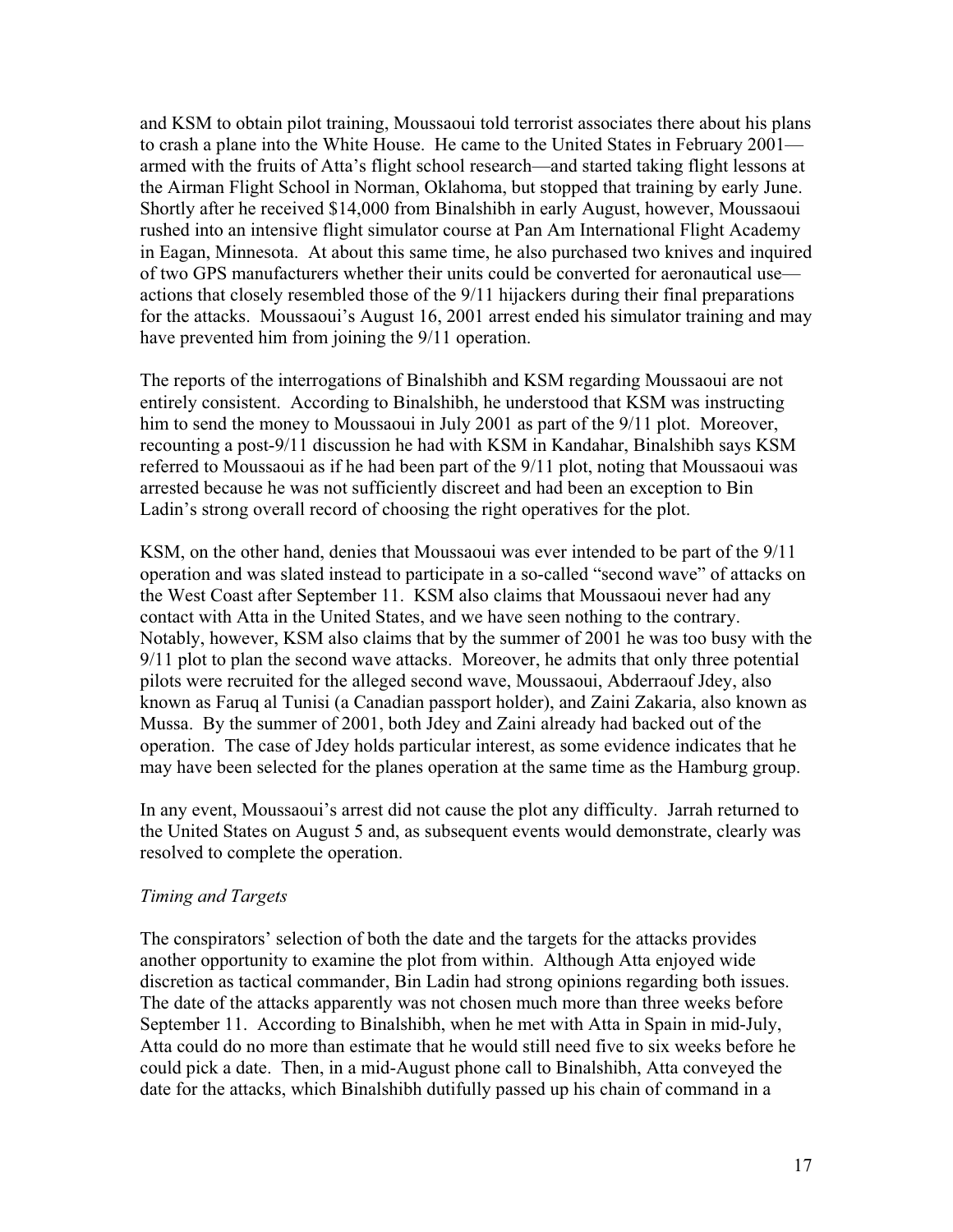and KSM to obtain pilot training, Moussaoui told terrorist associates there about his plans to crash a plane into the White House. He came to the United States in February 2001—armed with the fruits of Atta's flight school research—and started taking flight lessons at the Airman Flight School in Norman, Oklahoma, but stopped that training by early June. Shortly after he received $14,000 from Binalshibh in early August, however, Moussaoui rushed into an intensive flight simulator course at Pan Am International Flight Academy in Eagan, Minnesota. At about this same time, he also purchased two knives and inquired of two GPS manufacturers whether their units could be converted for aeronautical use—actions that closely resembled those of the 9/11 hijackers during their final preparations for the attacks. Moussaoui's August 16, 2001 arrest ended his simulator training and may have prevented him from joining the 9/11 operation.

The reports of the interrogations of Binalshibh and KSM regarding Moussaoui are not entirely consistent. According to Binalshibh, he understood that KSM was instructing him to send the money to Moussaoui in July 2001 as part of the 9/11 plot. Moreover, recounting a post-9/11 discussion he had with KSM in Kandahar, Binalshibh says KSM referred to Moussaoui as if he had been part of the 9/11 plot, noting that Moussaoui was arrested because he was not sufficiently discreet and had been an exception to Bin Ladin's strong overall record of choosing the right operatives for the plot.

KSM, on the other hand, denies that Moussaoui was ever intended to be part of the 9/11 operation and was slated instead to participate in a so-called "second wave" of attacks on the West Coast after September 11. KSM also claims that Moussaoui never had any contact with Atta in the United States, and we have seen nothing to the contrary. Notably, however, KSM also claims that by the summer of 2001 he was too busy with the 9/11 plot to plan the second wave attacks. Moreover, he admits that only three potential pilots were recruited for the alleged second wave, Moussaoui, Abderraouf Jdey, also known as Faruq al Tunisi (a Canadian passport holder), and Zaini Zakaria, also known as Mussa. By the summer of 2001, both Jdey and Zaini already had backed out of the operation. The case of Jdey holds particular interest, as some evidence indicates that he may have been selected for the planes operation at the same time as the Hamburg group.

In any event, Moussaoui's arrest did not cause the plot any difficulty. Jarrah returned to the United States on August 5 and, as subsequent events would demonstrate, clearly was resolved to complete the operation.

*Timing and Targets*

The conspirators' selection of both the date and the targets for the attacks provides another opportunity to examine the plot from within. Although Atta enjoyed wide discretion as tactical commander, Bin Ladin had strong opinions regarding both issues. The date of the attacks apparently was not chosen much more than three weeks before September 11. According to Binalshibh, when he met with Atta in Spain in mid-July, Atta could do no more than estimate that he would still need five to six weeks before he could pick a date. Then, in a mid-August phone call to Binalshibh, Atta conveyed the date for the attacks, which Binalshibh dutifully passed up his chain of command in a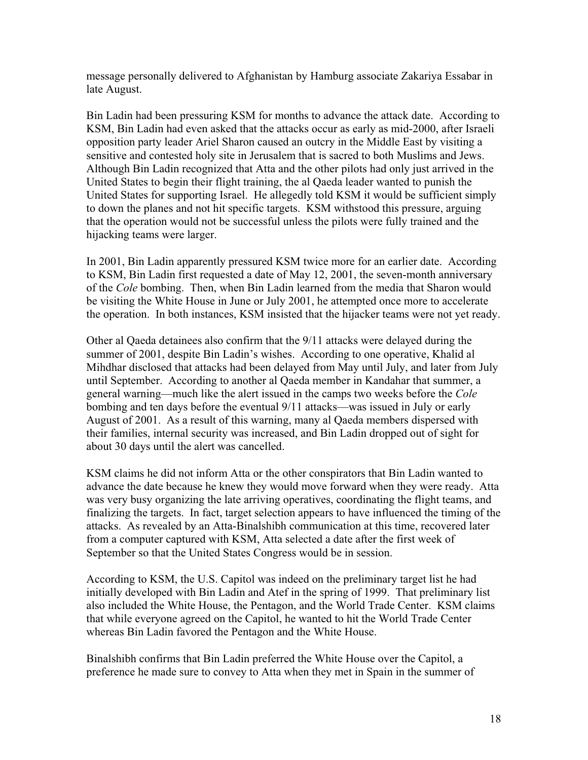message personally delivered to Afghanistan by Hamburg associate Zakariya Essabar in late August.

Bin Ladin had been pressuring KSM for months to advance the attack date. According to KSM, Bin Ladin had even asked that the attacks occur as early as mid-2000, after Israeli opposition party leader Ariel Sharon caused an outcry in the Middle East by visiting a sensitive and contested holy site in Jerusalem that is sacred to both Muslims and Jews. Although Bin Ladin recognized that Atta and the other pilots had only just arrived in the United States to begin their flight training, the al Qaeda leader wanted to punish the United States for supporting Israel. He allegedly told KSM it would be sufficient simply to down the planes and not hit specific targets. KSM withstood this pressure, arguing that the operation would not be successful unless the pilots were fully trained and the hijacking teams were larger.

In 2001, Bin Ladin apparently pressured KSM twice more for an earlier date. According to KSM, Bin Ladin first requested a date of May 12, 2001, the seven-month anniversary of the *Cole* bombing. Then, when Bin Ladin learned from the media that Sharon would be visiting the White House in June or July 2001, he attempted once more to accelerate the operation. In both instances, KSM insisted that the hijacker teams were not yet ready.

Other al Qaeda detainees also confirm that the 9/11 attacks were delayed during the summer of 2001, despite Bin Ladin's wishes. According to one operative, Khalid al Mihdhar disclosed that attacks had been delayed from May until July, and later from July until September. According to another al Qaeda member in Kandahar that summer, a general warning—much like the alert issued in the camps two weeks before the *Cole* bombing and ten days before the eventual 9/11 attacks—was issued in July or early August of 2001. As a result of this warning, many al Qaeda members dispersed with their families, internal security was increased, and Bin Ladin dropped out of sight for about 30 days until the alert was cancelled.

KSM claims he did not inform Atta or the other conspirators that Bin Ladin wanted to advance the date because he knew they would move forward when they were ready. Atta was very busy organizing the late arriving operatives, coordinating the flight teams, and finalizing the targets. In fact, target selection appears to have influenced the timing of the attacks. As revealed by an Atta-Binalshibh communication at this time, recovered later from a computer captured with KSM, Atta selected a date after the first week of September so that the United States Congress would be in session.

According to KSM, the U.S. Capitol was indeed on the preliminary target list he had initially developed with Bin Ladin and Atef in the spring of 1999. That preliminary list also included the White House, the Pentagon, and the World Trade Center. KSM claims that while everyone agreed on the Capitol, he wanted to hit the World Trade Center whereas Bin Ladin favored the Pentagon and the White House.

Binalshibh confirms that Bin Ladin preferred the White House over the Capitol, a preference he made sure to convey to Atta when they met in Spain in the summer of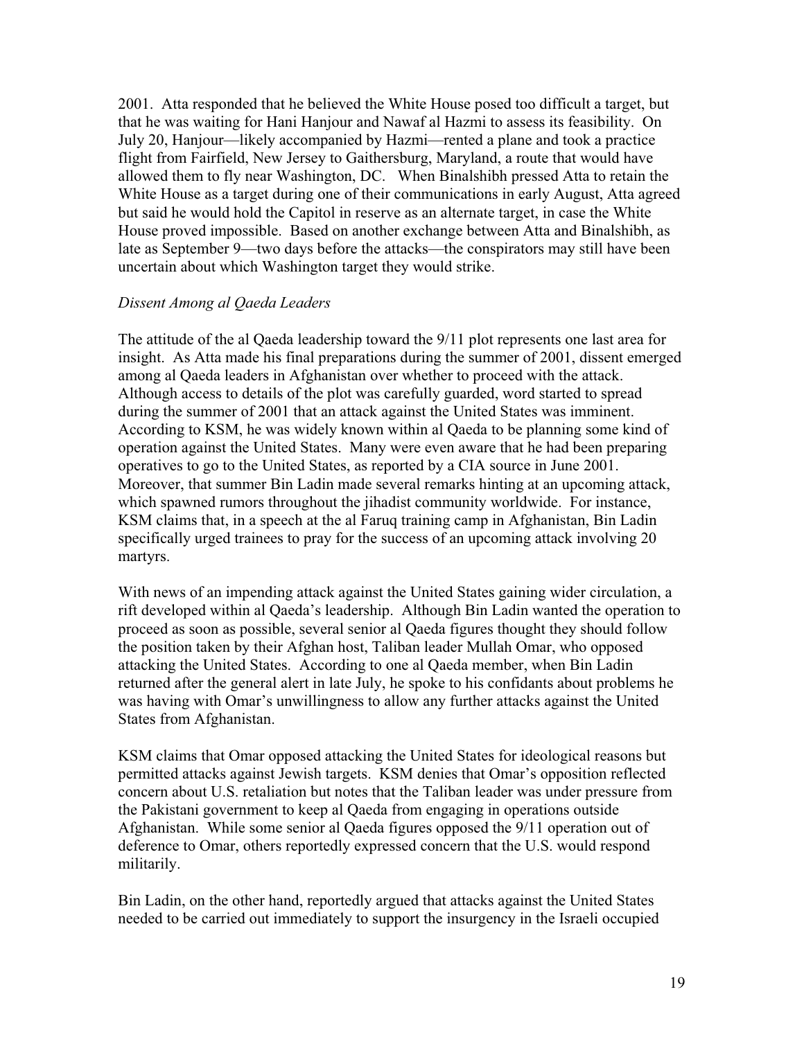2001. Atta responded that he believed the White House posed too difficult a target, but that he was waiting for Hani Hanjour and Nawaf al Hazmi to assess its feasibility. On July 20, Hanjour—likely accompanied by Hazmi—rented a plane and took a practice flight from Fairfield, New Jersey to Gaithersburg, Maryland, a route that would have allowed them to fly near Washington, DC. When Binalshibh pressed Atta to retain the White House as a target during one of their communications in early August, Atta agreed but said he would hold the Capitol in reserve as an alternate target, in case the White House proved impossible. Based on another exchange between Atta and Binalshibh, as late as September 9—two days before the attacks—the conspirators may still have been uncertain about which Washington target they would strike.

*Dissent Among al Qaeda Leaders*

The attitude of the al Qaeda leadership toward the 9/11 plot represents one last area for insight. As Atta made his final preparations during the summer of 2001, dissent emerged among al Qaeda leaders in Afghanistan over whether to proceed with the attack. Although access to details of the plot was carefully guarded, word started to spread during the summer of 2001 that an attack against the United States was imminent. According to KSM, he was widely known within al Qaeda to be planning some kind of operation against the United States. Many were even aware that he had been preparing operatives to go to the United States, as reported by a CIA source in June 2001. Moreover, that summer Bin Ladin made several remarks hinting at an upcoming attack, which spawned rumors throughout the jihadist community worldwide. For instance, KSM claims that, in a speech at the al Faruq training camp in Afghanistan, Bin Ladin specifically urged trainees to pray for the success of an upcoming attack involving 20 martyrs.

With news of an impending attack against the United States gaining wider circulation, a rift developed within al Qaeda's leadership. Although Bin Ladin wanted the operation to proceed as soon as possible, several senior al Qaeda figures thought they should follow the position taken by their Afghan host, Taliban leader Mullah Omar, who opposed attacking the United States. According to one al Qaeda member, when Bin Ladin returned after the general alert in late July, he spoke to his confidants about problems he was having with Omar's unwillingness to allow any further attacks against the United States from Afghanistan.

KSM claims that Omar opposed attacking the United States for ideological reasons but permitted attacks against Jewish targets. KSM denies that Omar's opposition reflected concern about U.S. retaliation but notes that the Taliban leader was under pressure from the Pakistani government to keep al Qaeda from engaging in operations outside Afghanistan. While some senior al Qaeda figures opposed the 9/11 operation out of deference to Omar, others reportedly expressed concern that the U.S. would respond militarily.

Bin Ladin, on the other hand, reportedly argued that attacks against the United States needed to be carried out immediately to support the insurgency in the Israeli occupied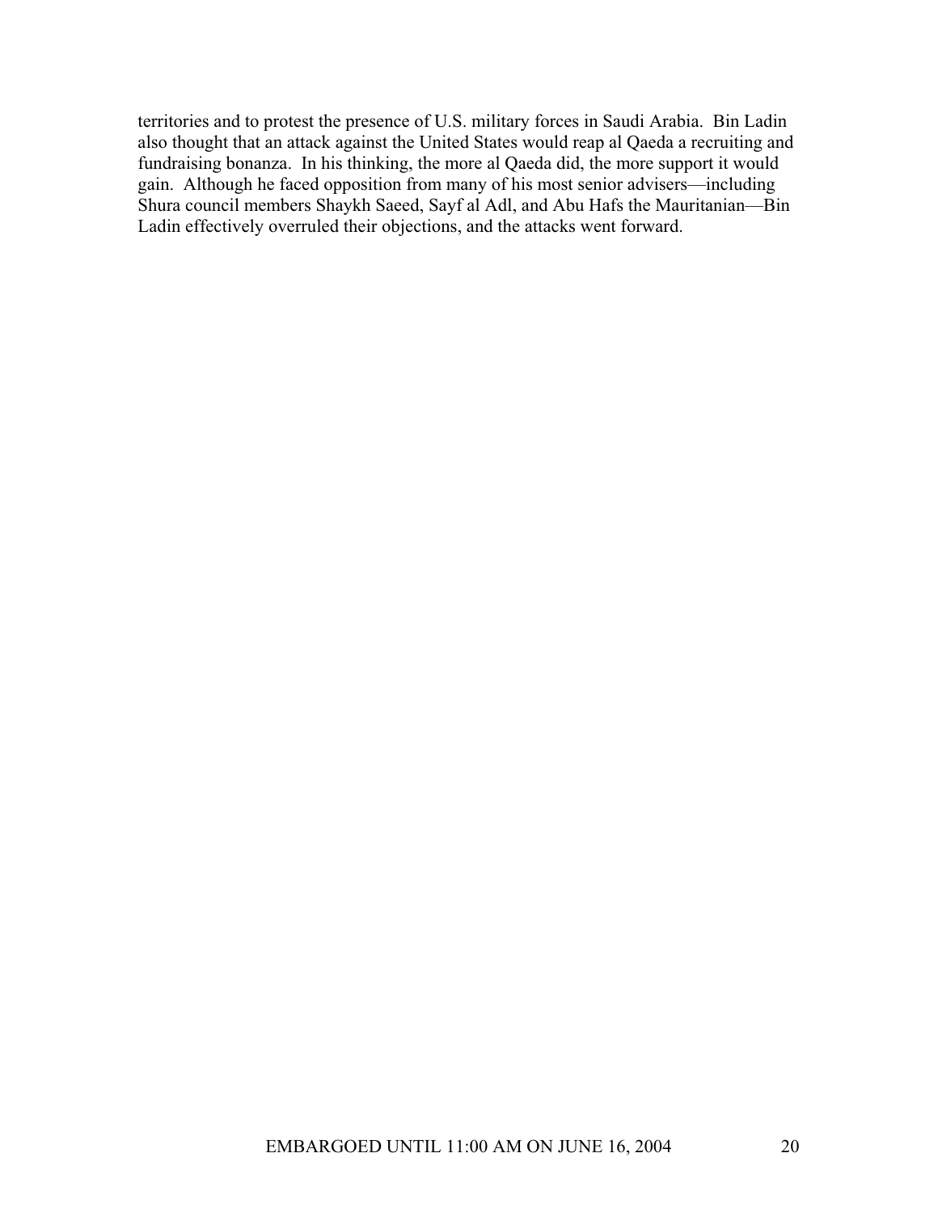territories and to protest the presence of U.S. military forces in Saudi Arabia. Bin Ladin also thought that an attack against the United States would reap al Qaeda a recruiting and fundraising bonanza. In his thinking, the more al Qaeda did, the more support it would gain. Although he faced opposition from many of his most senior advisers—including Shura council members Shaykh Saeed, Sayf al Adl, and Abu Hafs the Mauritanian—Bin Ladin effectively overruled their objections, and the attacks went forward.